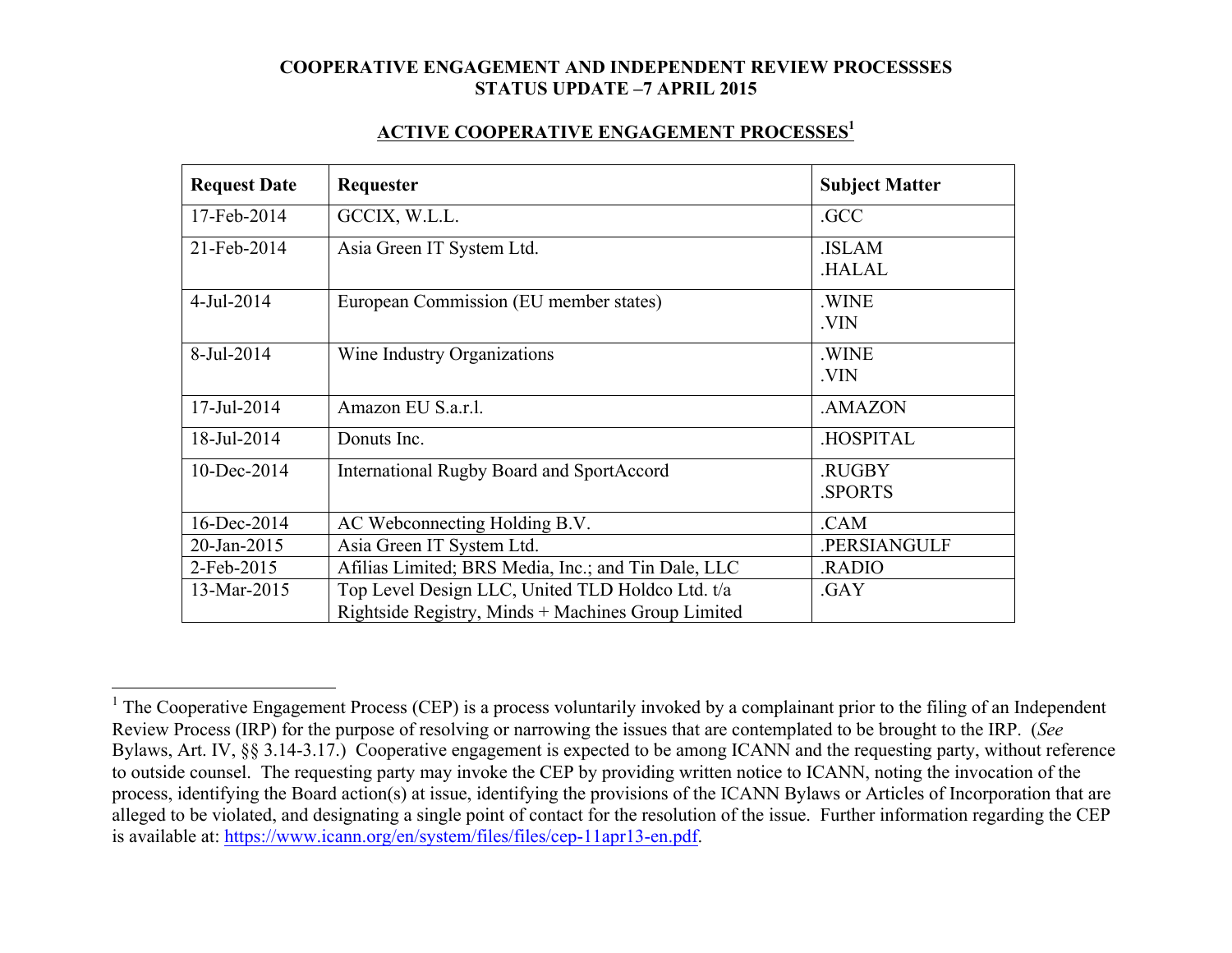**COOPERATIVE ENGAGEMENT AND INDEPENDENT REVIEW PROCESSSES**
**STATUS UPDATE –7 APRIL 2015**

## ACTIVE COOPERATIVE ENGAGEMENT PROCESSES[1]

| Request Date | Requester | Subject Matter |
|---|---|---|
| 17-Feb-2014 | GCCIX, W.L.L. | .GCC |
| 21-Feb-2014 | Asia Green IT System Ltd. | .ISLAM<br>.HALAL |
| 4-Jul-2014 | European Commission (EU member states) | .WINE<br>.VIN |
| 8-Jul-2014 | Wine Industry Organizations | .WINE<br>.VIN |
| 17-Jul-2014 | Amazon EU S.a.r.l. | .AMAZON |
| 18-Jul-2014 | Donuts Inc. | .HOSPITAL |
| 10-Dec-2014 | International Rugby Board and SportAccord | .RUGBY<br>.SPORTS |
| 16-Dec-2014 | AC Webconnecting Holding B.V. | .CAM |
| 20-Jan-2015 | Asia Green IT System Ltd. | .PERSIANGULF |
| 2-Feb-2015 | Afilias Limited; BRS Media, Inc.; and Tin Dale, LLC | .RADIO |
| 13-Mar-2015 | Top Level Design LLC, United TLD Holdco Ltd. t/a Rightside Registry, Minds + Machines Group Limited | .GAY |

[1] The Cooperative Engagement Process (CEP) is a process voluntarily invoked by a complainant prior to the filing of an Independent Review Process (IRP) for the purpose of resolving or narrowing the issues that are contemplated to be brought to the IRP. (*See* Bylaws, Art. IV, §§ 3.14-3.17.) Cooperative engagement is expected to be among ICANN and the requesting party, without reference to outside counsel. The requesting party may invoke the CEP by providing written notice to ICANN, noting the invocation of the process, identifying the Board action(s) at issue, identifying the provisions of the ICANN Bylaws or Articles of Incorporation that are alleged to be violated, and designating a single point of contact for the resolution of the issue. Further information regarding the CEP is available at: https://www.icann.org/en/system/files/files/cep-11apr13-en.pdf.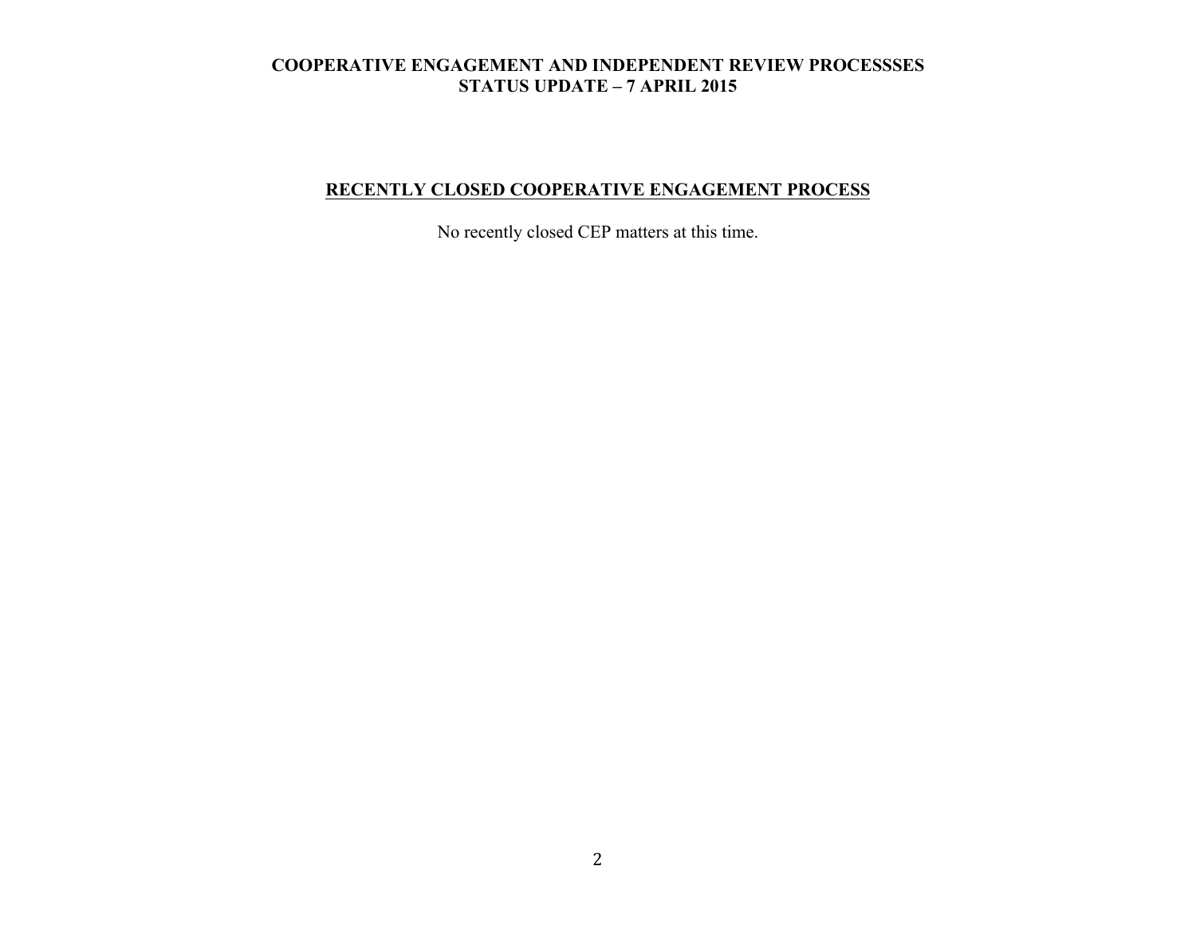**COOPERATIVE ENGAGEMENT AND INDEPENDENT REVIEW PROCESSSES**
**STATUS UPDATE – 7 APRIL 2015**

## RECENTLY CLOSED COOPERATIVE ENGAGEMENT PROCESS

No recently closed CEP matters at this time.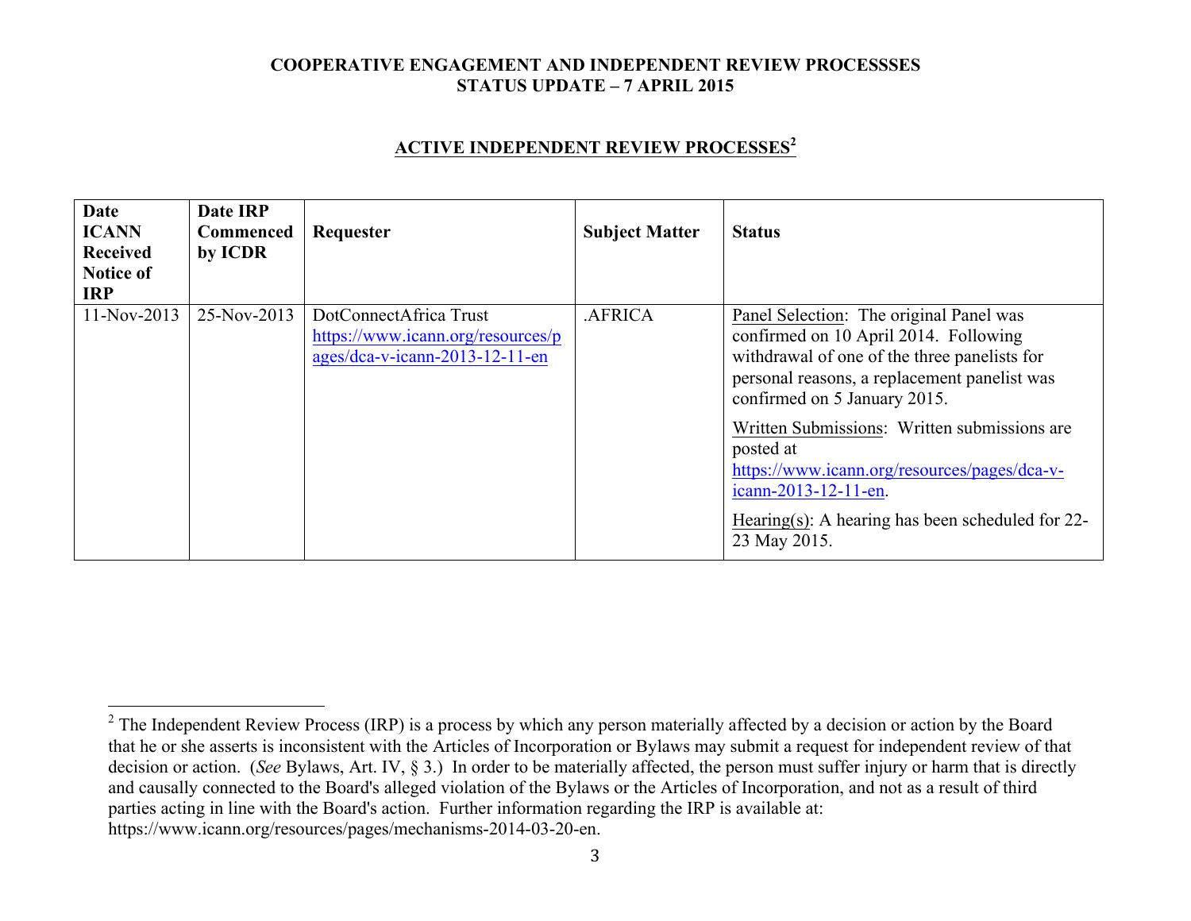**COOPERATIVE ENGAGEMENT AND INDEPENDENT REVIEW PROCESSSES**
**STATUS UPDATE – 7 APRIL 2015**

## ACTIVE INDEPENDENT REVIEW PROCESSES[2]

| Date ICANN Received Notice of IRP | Date IRP Commenced by ICDR | Requester | Subject Matter | Status |
|---|---|---|---|---|
| 11-Nov-2013 | 25-Nov-2013 | DotConnectAfrica Trust https://www.icann.org/resources/pages/dca-v-icann-2013-12-11-en | .AFRICA | Panel Selection: The original Panel was confirmed on 10 April 2014. Following withdrawal of one of the three panelists for personal reasons, a replacement panelist was confirmed on 5 January 2015.<br><br>Written Submissions: Written submissions are posted at https://www.icann.org/resources/pages/dca-v-icann-2013-12-11-en.<br><br>Hearing(s): A hearing has been scheduled for 22-23 May 2015. |

[2] The Independent Review Process (IRP) is a process by which any person materially affected by a decision or action by the Board that he or she asserts is inconsistent with the Articles of Incorporation or Bylaws may submit a request for independent review of that decision or action. (*See* Bylaws, Art. IV, § 3.) In order to be materially affected, the person must suffer injury or harm that is directly and causally connected to the Board's alleged violation of the Bylaws or the Articles of Incorporation, and not as a result of third parties acting in line with the Board's action. Further information regarding the IRP is available at: https://www.icann.org/resources/pages/mechanisms-2014-03-20-en.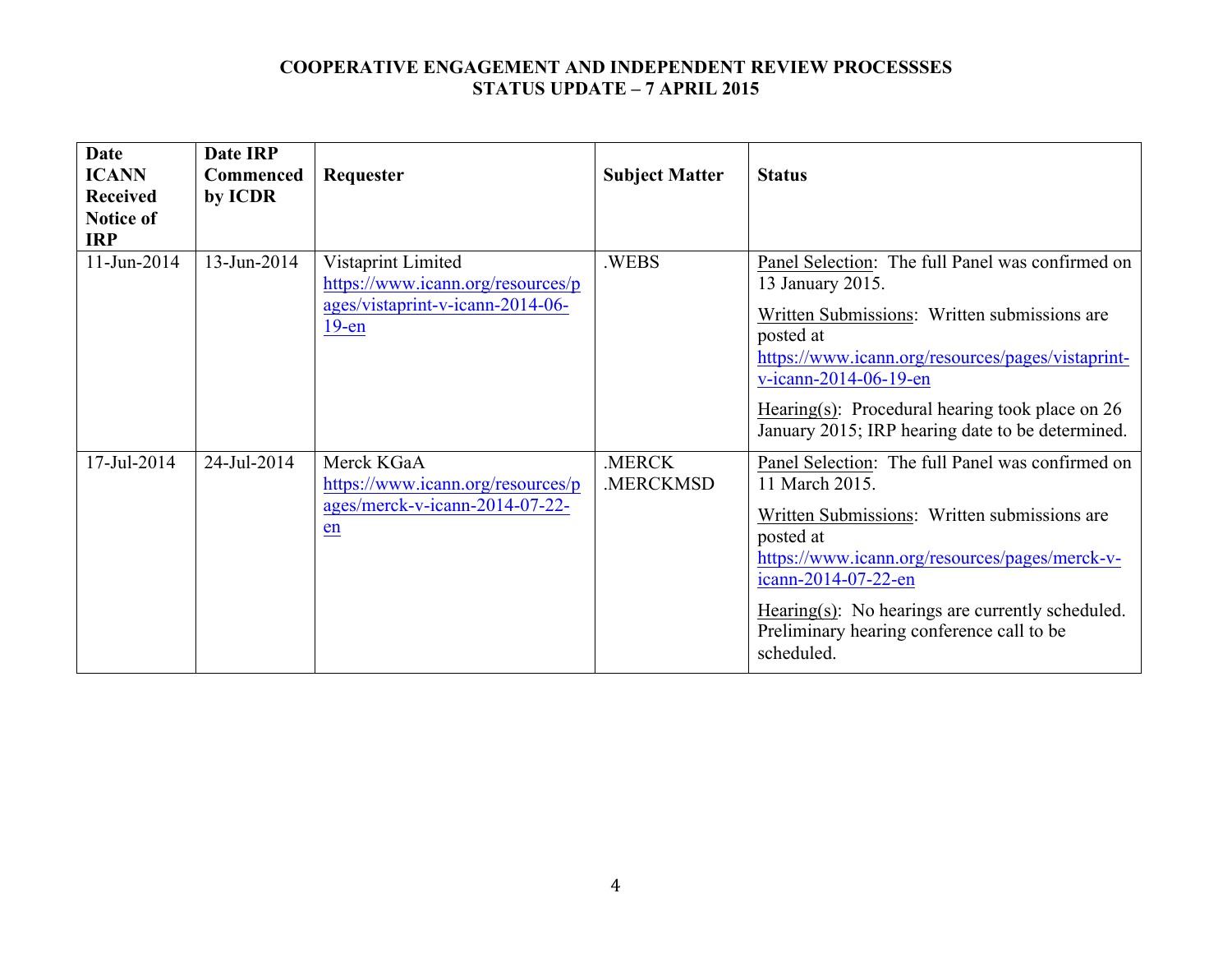**COOPERATIVE ENGAGEMENT AND INDEPENDENT REVIEW PROCESSSES**
**STATUS UPDATE – 7 APRIL 2015**

| Date ICANN Received Notice of IRP | Date IRP Commenced by ICDR | Requester | Subject Matter | Status |
|---|---|---|---|---|
| 11-Jun-2014 | 13-Jun-2014 | Vistaprint Limited https://www.icann.org/resources/pages/vistaprint-v-icann-2014-06-19-en | .WEBS | Panel Selection: The full Panel was confirmed on 13 January 2015.<br><br>Written Submissions: Written submissions are posted at https://www.icann.org/resources/pages/vistaprint-v-icann-2014-06-19-en<br><br>Hearing(s): Procedural hearing took place on 26 January 2015; IRP hearing date to be determined. |
| 17-Jul-2014 | 24-Jul-2014 | Merck KGaA https://www.icann.org/resources/pages/merck-v-icann-2014-07-22-en | .MERCK .MERCKMSD | Panel Selection: The full Panel was confirmed on 11 March 2015.<br><br>Written Submissions: Written submissions are posted at https://www.icann.org/resources/pages/merck-v-icann-2014-07-22-en<br><br>Hearing(s): No hearings are currently scheduled. Preliminary hearing conference call to be scheduled. |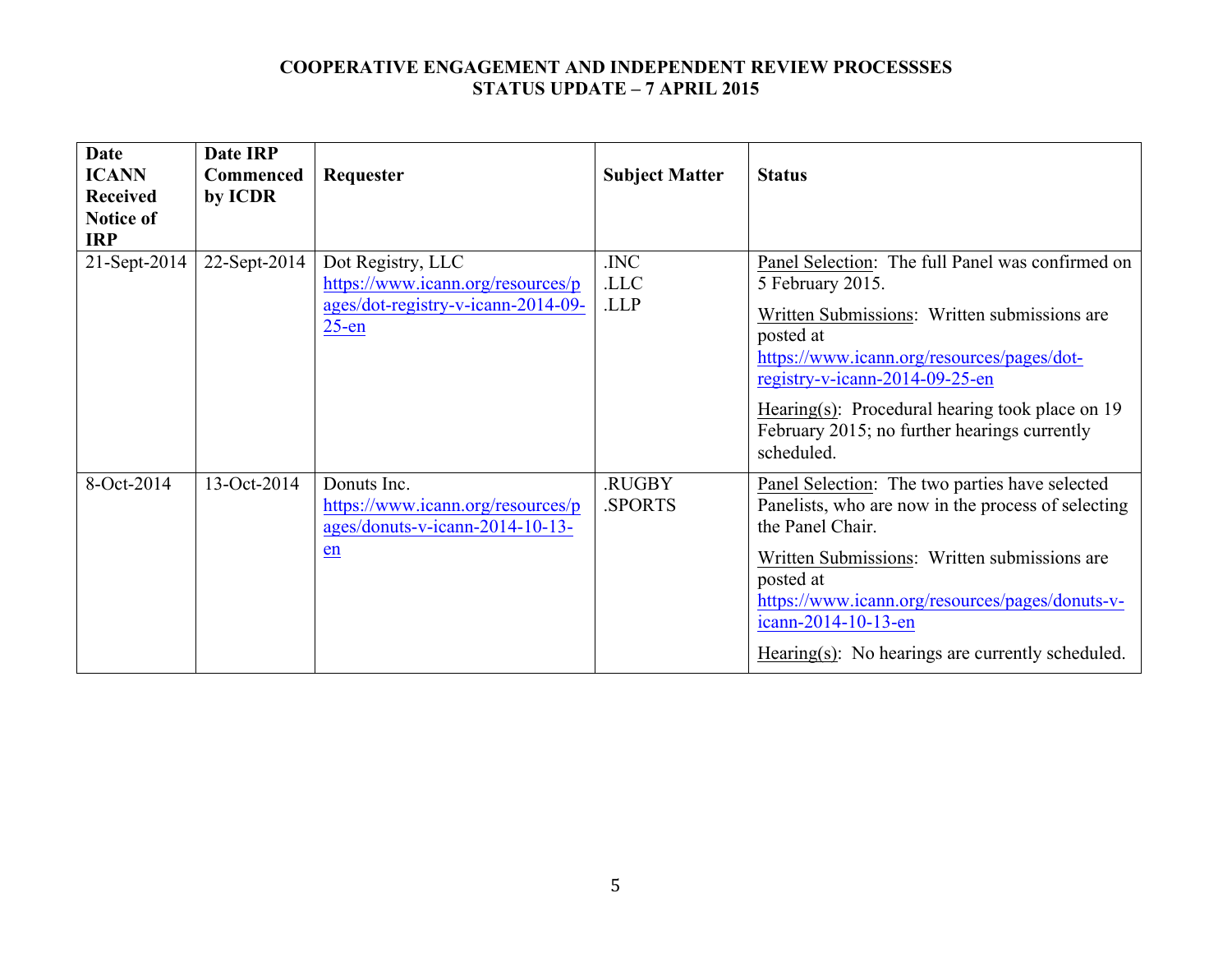**COOPERATIVE ENGAGEMENT AND INDEPENDENT REVIEW PROCESSSES**
**STATUS UPDATE – 7 APRIL 2015**

| Date ICANN Received Notice of IRP | Date IRP Commenced by ICDR | Requester | Subject Matter | Status |
|---|---|---|---|---|
| 21-Sept-2014 | 22-Sept-2014 | Dot Registry, LLC https://www.icann.org/resources/pages/dot-registry-v-icann-2014-09-25-en | .INC .LLC .LLP | Panel Selection: The full Panel was confirmed on 5 February 2015. Written Submissions: Written submissions are posted at https://www.icann.org/resources/pages/dot-registry-v-icann-2014-09-25-en Hearing(s): Procedural hearing took place on 19 February 2015; no further hearings currently scheduled. |
| 8-Oct-2014 | 13-Oct-2014 | Donuts Inc. https://www.icann.org/resources/pages/donuts-v-icann-2014-10-13-en | .RUGBY .SPORTS | Panel Selection: The two parties have selected Panelists, who are now in the process of selecting the Panel Chair. Written Submissions: Written submissions are posted at https://www.icann.org/resources/pages/donuts-v-icann-2014-10-13-en Hearing(s): No hearings are currently scheduled. |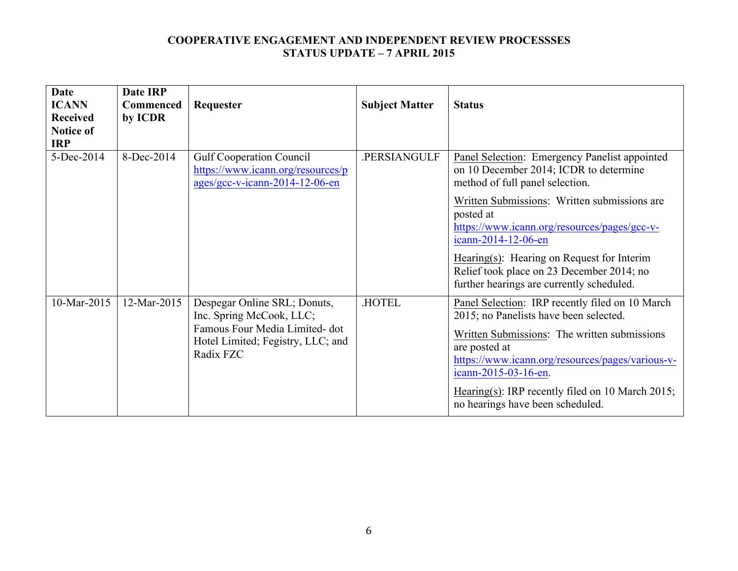**COOPERATIVE ENGAGEMENT AND INDEPENDENT REVIEW PROCESSSES**
**STATUS UPDATE – 7 APRIL 2015**

| Date ICANN Received Notice of IRP | Date IRP Commenced by ICDR | Requester | Subject Matter | Status |
|---|---|---|---|---|
| 5-Dec-2014 | 8-Dec-2014 | Gulf Cooperation Council https://www.icann.org/resources/pages/gcc-v-icann-2014-12-06-en | .PERSIANGULF | Panel Selection: Emergency Panelist appointed on 10 December 2014; ICDR to determine method of full panel selection.<br>Written Submissions: Written submissions are posted at https://www.icann.org/resources/pages/gcc-v-icann-2014-12-06-en<br>Hearing(s): Hearing on Request for Interim Relief took place on 23 December 2014; no further hearings are currently scheduled. |
| 10-Mar-2015 | 12-Mar-2015 | Despegar Online SRL; Donuts, Inc. Spring McCook, LLC; Famous Four Media Limited- dot Hotel Limited; Fegistry, LLC; and Radix FZC | .HOTEL | Panel Selection: IRP recently filed on 10 March 2015; no Panelists have been selected.<br>Written Submissions: The written submissions are posted at https://www.icann.org/resources/pages/various-v-icann-2015-03-16-en.<br>Hearing(s): IRP recently filed on 10 March 2015; no hearings have been scheduled. |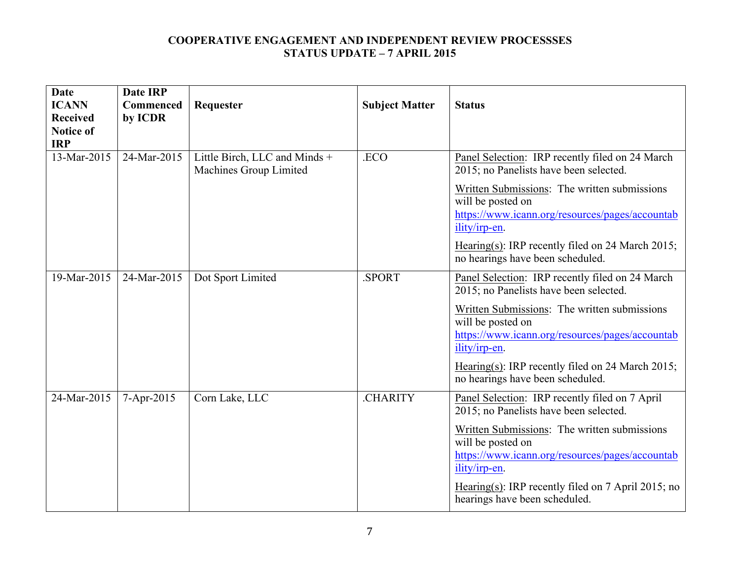**COOPERATIVE ENGAGEMENT AND INDEPENDENT REVIEW PROCESSSES**
**STATUS UPDATE – 7 APRIL 2015**

| Date ICANN Received Notice of IRP | Date IRP Commenced by ICDR | Requester | Subject Matter | Status |
|---|---|---|---|---|
| 13-Mar-2015 | 24-Mar-2015 | Little Birch, LLC and Minds + Machines Group Limited | .ECO | Panel Selection: IRP recently filed on 24 March 2015; no Panelists have been selected.<br><br>Written Submissions: The written submissions will be posted on https://www.icann.org/resources/pages/accountability/irp-en.<br><br>Hearing(s): IRP recently filed on 24 March 2015; no hearings have been scheduled. |
| 19-Mar-2015 | 24-Mar-2015 | Dot Sport Limited | .SPORT | Panel Selection: IRP recently filed on 24 March 2015; no Panelists have been selected.<br><br>Written Submissions: The written submissions will be posted on https://www.icann.org/resources/pages/accountability/irp-en.<br><br>Hearing(s): IRP recently filed on 24 March 2015; no hearings have been scheduled. |
| 24-Mar-2015 | 7-Apr-2015 | Corn Lake, LLC | .CHARITY | Panel Selection: IRP recently filed on 7 April 2015; no Panelists have been selected.<br><br>Written Submissions: The written submissions will be posted on https://www.icann.org/resources/pages/accountability/irp-en.<br><br>Hearing(s): IRP recently filed on 7 April 2015; no hearings have been scheduled. |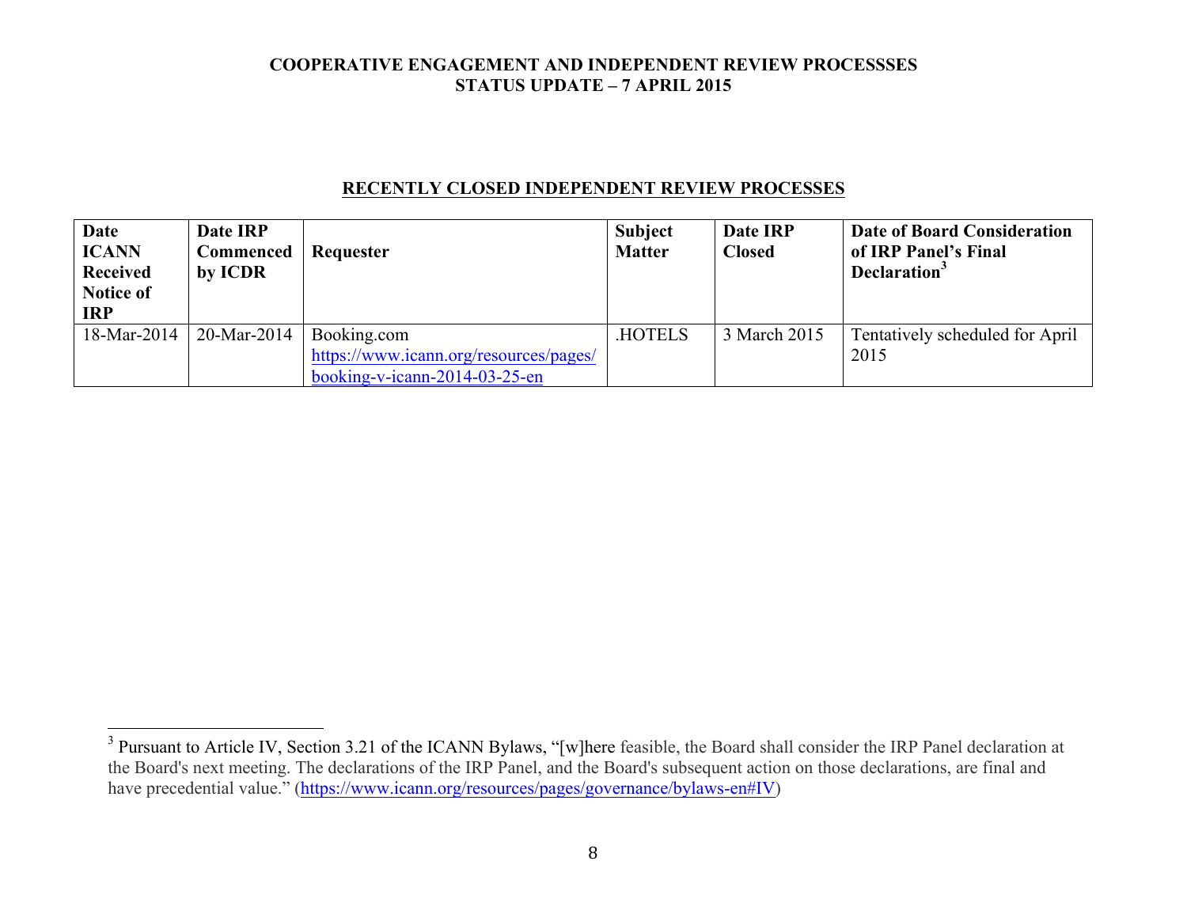## RECENTLY CLOSED INDEPENDENT REVIEW PROCESSES

| Date ICANN Received Notice of IRP | Date IRP Commenced by ICDR | Requester | Subject Matter | Date IRP Closed | Date of Board Consideration of IRP Panel's Final Declaration[3] |
|---|---|---|---|---|---|
| 18-Mar-2014 | 20-Mar-2014 | Booking.com https://www.icann.org/resources/pages/booking-v-icann-2014-03-25-en | .HOTELS | 3 March 2015 | Tentatively scheduled for April 2015 |

[3] Pursuant to Article IV, Section 3.21 of the ICANN Bylaws, "[w]here feasible, the Board shall consider the IRP Panel declaration at the Board's next meeting. The declarations of the IRP Panel, and the Board's subsequent action on those declarations, are final and have precedential value." (https://www.icann.org/resources/pages/governance/bylaws-en#IV)